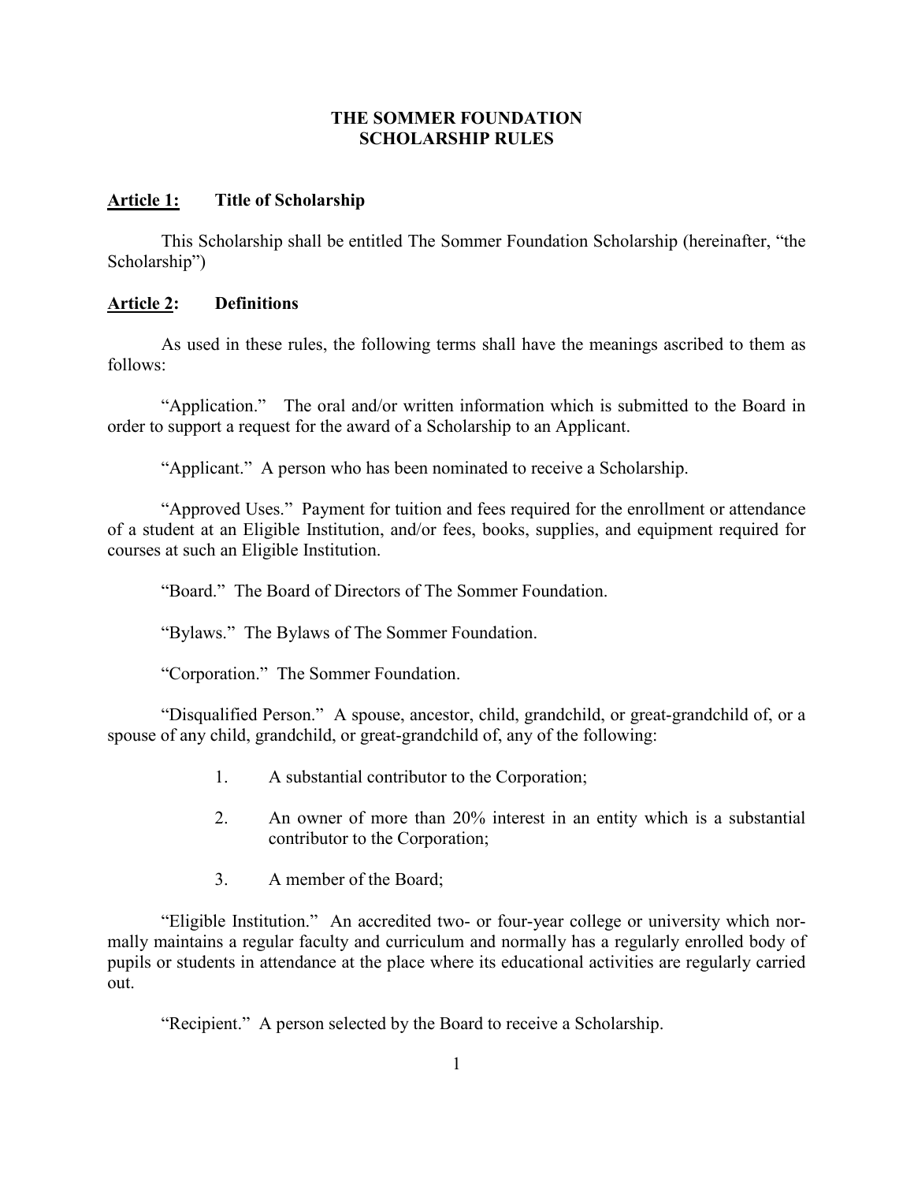# THE SOMMER FOUNDATION
# SCHOLARSHIP RULES

## Article 1: Title of Scholarship

This Scholarship shall be entitled The Sommer Foundation Scholarship (hereinafter, "the Scholarship")

## Article 2: Definitions

As used in these rules, the following terms shall have the meanings ascribed to them as follows:

"Application." The oral and/or written information which is submitted to the Board in order to support a request for the award of a Scholarship to an Applicant.

"Applicant." A person who has been nominated to receive a Scholarship.

"Approved Uses." Payment for tuition and fees required for the enrollment or attendance of a student at an Eligible Institution, and/or fees, books, supplies, and equipment required for courses at such an Eligible Institution.

"Board." The Board of Directors of The Sommer Foundation.

"Bylaws." The Bylaws of The Sommer Foundation.

"Corporation." The Sommer Foundation.

"Disqualified Person." A spouse, ancestor, child, grandchild, or great-grandchild of, or a spouse of any child, grandchild, or great-grandchild of, any of the following:

1. A substantial contributor to the Corporation;
2. An owner of more than 20% interest in an entity which is a substantial contributor to the Corporation;
3. A member of the Board;

"Eligible Institution." An accredited two- or four-year college or university which normally maintains a regular faculty and curriculum and normally has a regularly enrolled body of pupils or students in attendance at the place where its educational activities are regularly carried out.

"Recipient." A person selected by the Board to receive a Scholarship.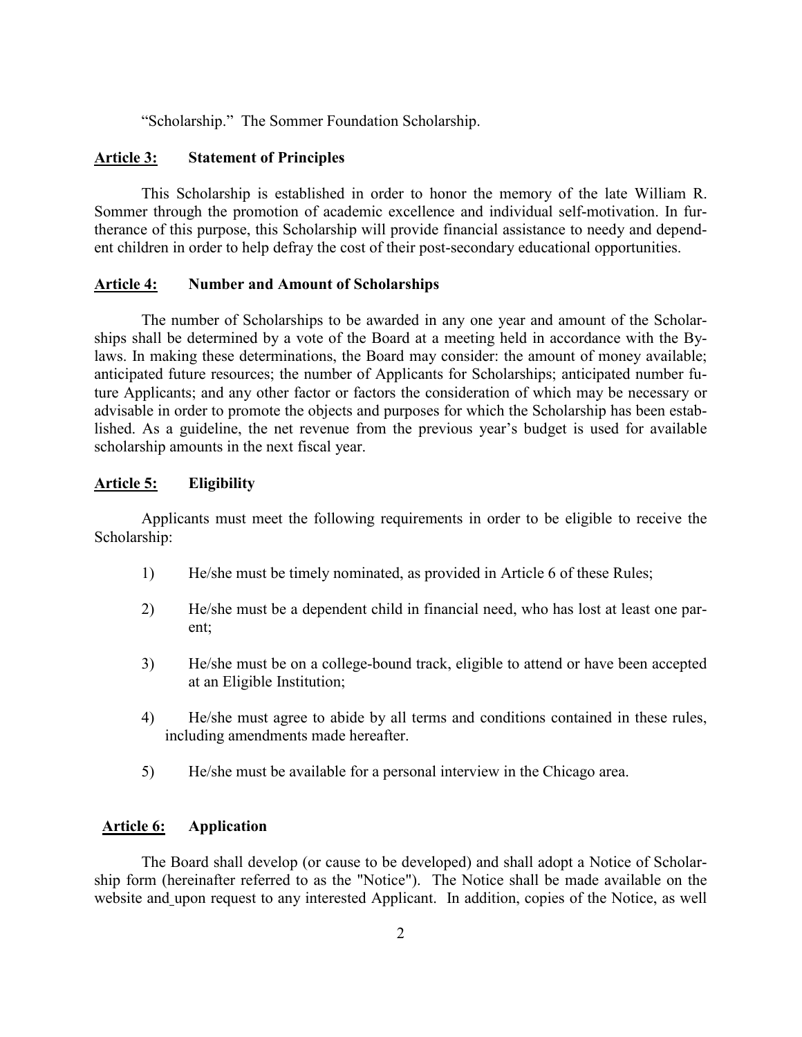"Scholarship." The Sommer Foundation Scholarship.

**Article 3: Statement of Principles**

This Scholarship is established in order to honor the memory of the late William R. Sommer through the promotion of academic excellence and individual self-motivation. In furtherance of this purpose, this Scholarship will provide financial assistance to needy and dependent children in order to help defray the cost of their post-secondary educational opportunities.

**Article 4: Number and Amount of Scholarships**

The number of Scholarships to be awarded in any one year and amount of the Scholarships shall be determined by a vote of the Board at a meeting held in accordance with the By-laws. In making these determinations, the Board may consider: the amount of money available; anticipated future resources; the number of Applicants for Scholarships; anticipated number future Applicants; and any other factor or factors the consideration of which may be necessary or advisable in order to promote the objects and purposes for which the Scholarship has been established. As a guideline, the net revenue from the previous year's budget is used for available scholarship amounts in the next fiscal year.

**Article 5: Eligibility**

Applicants must meet the following requirements in order to be eligible to receive the Scholarship:

1) He/she must be timely nominated, as provided in Article 6 of these Rules;

2) He/she must be a dependent child in financial need, who has lost at least one parent;

3) He/she must be on a college-bound track, eligible to attend or have been accepted at an Eligible Institution;

4) He/she must agree to abide by all terms and conditions contained in these rules, including amendments made hereafter.

5) He/she must be available for a personal interview in the Chicago area.

**Article 6: Application**

The Board shall develop (or cause to be developed) and shall adopt a Notice of Scholarship form (hereinafter referred to as the "Notice"). The Notice shall be made available on the website and upon request to any interested Applicant. In addition, copies of the Notice, as well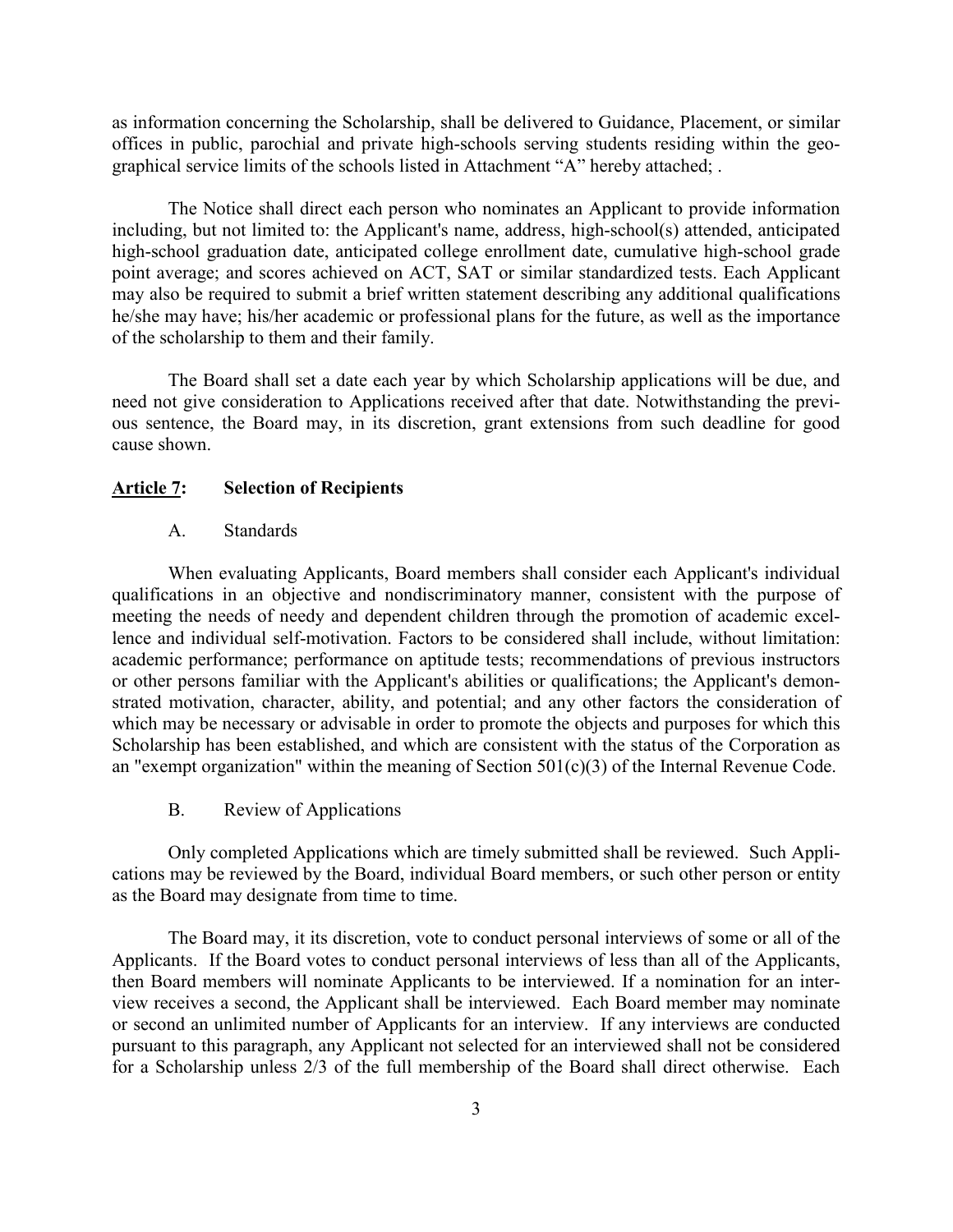as information concerning the Scholarship, shall be delivered to Guidance, Placement, or similar offices in public, parochial and private high-schools serving students residing within the geographical service limits of the schools listed in Attachment "A" hereby attached; .

The Notice shall direct each person who nominates an Applicant to provide information including, but not limited to: the Applicant's name, address, high-school(s) attended, anticipated high-school graduation date, anticipated college enrollment date, cumulative high-school grade point average; and scores achieved on ACT, SAT or similar standardized tests. Each Applicant may also be required to submit a brief written statement describing any additional qualifications he/she may have; his/her academic or professional plans for the future, as well as the importance of the scholarship to them and their family.

The Board shall set a date each year by which Scholarship applications will be due, and need not give consideration to Applications received after that date. Notwithstanding the previous sentence, the Board may, in its discretion, grant extensions from such deadline for good cause shown.

## **Article 7: Selection of Recipients**

### A. Standards

When evaluating Applicants, Board members shall consider each Applicant's individual qualifications in an objective and nondiscriminatory manner, consistent with the purpose of meeting the needs of needy and dependent children through the promotion of academic excellence and individual self-motivation. Factors to be considered shall include, without limitation: academic performance; performance on aptitude tests; recommendations of previous instructors or other persons familiar with the Applicant's abilities or qualifications; the Applicant's demonstrated motivation, character, ability, and potential; and any other factors the consideration of which may be necessary or advisable in order to promote the objects and purposes for which this Scholarship has been established, and which are consistent with the status of the Corporation as an "exempt organization" within the meaning of Section 501(c)(3) of the Internal Revenue Code.

### B. Review of Applications

Only completed Applications which are timely submitted shall be reviewed. Such Applications may be reviewed by the Board, individual Board members, or such other person or entity as the Board may designate from time to time.

The Board may, it its discretion, vote to conduct personal interviews of some or all of the Applicants. If the Board votes to conduct personal interviews of less than all of the Applicants, then Board members will nominate Applicants to be interviewed. If a nomination for an interview receives a second, the Applicant shall be interviewed. Each Board member may nominate or second an unlimited number of Applicants for an interview. If any interviews are conducted pursuant to this paragraph, any Applicant not selected for an interviewed shall not be considered for a Scholarship unless 2/3 of the full membership of the Board shall direct otherwise. Each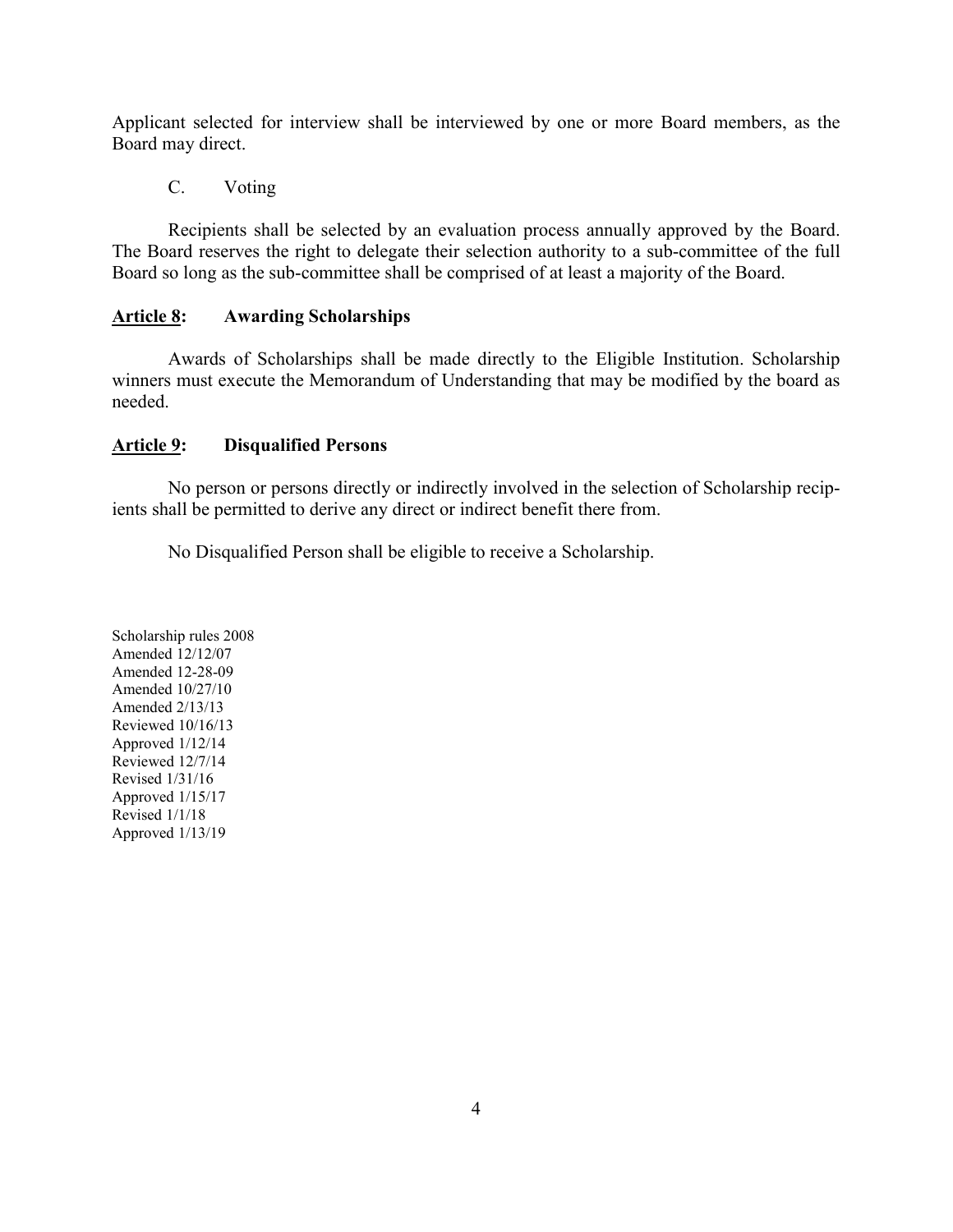Applicant selected for interview shall be interviewed by one or more Board members, as the Board may direct.

C. Voting

Recipients shall be selected by an evaluation process annually approved by the Board. The Board reserves the right to delegate their selection authority to a sub-committee of the full Board so long as the sub-committee shall be comprised of at least a majority of the Board.

## **Article 8: Awarding Scholarships**

Awards of Scholarships shall be made directly to the Eligible Institution. Scholarship winners must execute the Memorandum of Understanding that may be modified by the board as needed.

## **Article 9: Disqualified Persons**

No person or persons directly or indirectly involved in the selection of Scholarship recipients shall be permitted to derive any direct or indirect benefit there from.

No Disqualified Person shall be eligible to receive a Scholarship.

Scholarship rules 2008
Amended 12/12/07
Amended 12-28-09
Amended 10/27/10
Amended 2/13/13
Reviewed 10/16/13
Approved 1/12/14
Reviewed 12/7/14
Revised 1/31/16
Approved 1/15/17
Revised 1/1/18
Approved 1/13/19